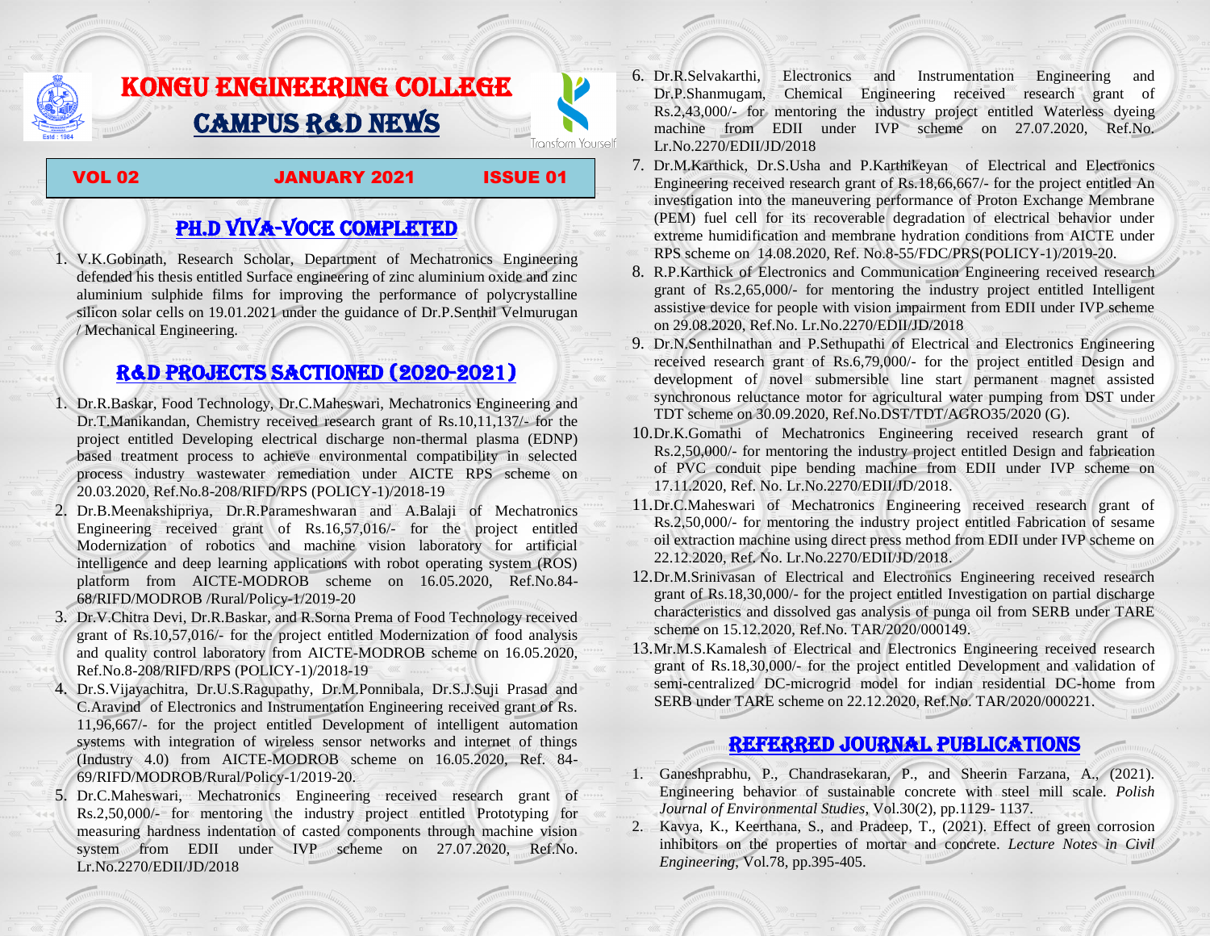# KONGU ENGINEERING COLLEGE
# CAMPUS R&D NEWS

Transform Yourself

**VOL 02 JANUARY 2021 ISSUE 01**

## PH.D VIVA-VOCE COMPLETED

1. V.K.Gobinath, Research Scholar, Department of Mechatronics Engineering defended his thesis entitled Surface engineering of zinc aluminium oxide and zinc aluminium sulphide films for improving the performance of polycrystalline silicon solar cells on 19.01.2021 under the guidance of Dr.P.Senthil Velmurugan / Mechanical Engineering.

## R&D PROJECTS SACTIONED (2020-2021)

1. Dr.R.Baskar, Food Technology, Dr.C.Maheswari, Mechatronics Engineering and Dr.T.Manikandan, Chemistry received research grant of Rs.10,11,137/- for the project entitled Developing electrical discharge non-thermal plasma (EDNP) based treatment process to achieve environmental compatibility in selected process industry wastewater remediation under AICTE RPS scheme on 20.03.2020, Ref.No.8-208/RIFD/RPS (POLICY-1)/2018-19
2. Dr.B.Meenakshipriya, Dr.R.Parameshwaran and A.Balaji of Mechatronics Engineering received grant of Rs.16,57,016/- for the project entitled Modernization of robotics and machine vision laboratory for artificial intelligence and deep learning applications with robot operating system (ROS) platform from AICTE-MODROB scheme on 16.05.2020, Ref.No.84-68/RIFD/MODROB /Rural/Policy-1/2019-20
3. Dr.V.Chitra Devi, Dr.R.Baskar, and R.Sorna Prema of Food Technology received grant of Rs.10,57,016/- for the project entitled Modernization of food analysis and quality control laboratory from AICTE-MODROB scheme on 16.05.2020, Ref.No.8-208/RIFD/RPS (POLICY-1)/2018-19
4. Dr.S.Vijayachitra, Dr.U.S.Ragupathy, Dr.M.Ponnibala, Dr.S.J.Suji Prasad and C.Aravind of Electronics and Instrumentation Engineering received grant of Rs. 11,96,667/- for the project entitled Development of intelligent automation systems with integration of wireless sensor networks and internet of things (Industry 4.0) from AICTE-MODROB scheme on 16.05.2020, Ref. 84-69/RIFD/MODROB/Rural/Policy-1/2019-20.
5. Dr.C.Maheswari, Mechatronics Engineering received research grant of Rs.2,50,000/- for mentoring the industry project entitled Prototyping for measuring hardness indentation of casted components through machine vision system from EDII under IVP scheme on 27.07.2020, Ref.No. Lr.No.2270/EDII/JD/2018
6. Dr.R.Selvakarthi, Electronics and Instrumentation Engineering and Dr.P.Shanmugam, Chemical Engineering received research grant of Rs.2,43,000/- for mentoring the industry project entitled Waterless dyeing machine from EDII under IVP scheme on 27.07.2020, Ref.No. Lr.No.2270/EDII/JD/2018
7. Dr.M.Karthick, Dr.S.Usha and P.Karthikeyan of Electrical and Electronics Engineering received research grant of Rs.18,66,667/- for the project entitled An investigation into the maneuvering performance of Proton Exchange Membrane (PEM) fuel cell for its recoverable degradation of electrical behavior under extreme humidification and membrane hydration conditions from AICTE under RPS scheme on 14.08.2020, Ref. No.8-55/FDC/PRS(POLICY-1)/2019-20.
8. R.P.Karthick of Electronics and Communication Engineering received research grant of Rs.2,65,000/- for mentoring the industry project entitled Intelligent assistive device for people with vision impairment from EDII under IVP scheme on 29.08.2020, Ref.No. Lr.No.2270/EDII/JD/2018
9. Dr.N.Senthilnathan and P.Sethupathi of Electrical and Electronics Engineering received research grant of Rs.6,79,000/- for the project entitled Design and development of novel submersible line start permanent magnet assisted synchronous reluctance motor for agricultural water pumping from DST under TDT scheme on 30.09.2020, Ref.No.DST/TDT/AGRO35/2020 (G).
10. Dr.K.Gomathi of Mechatronics Engineering received research grant of Rs.2,50,000/- for mentoring the industry project entitled Design and fabrication of PVC conduit pipe bending machine from EDII under IVP scheme on 17.11.2020, Ref. No. Lr.No.2270/EDII/JD/2018.
11. Dr.C.Maheswari of Mechatronics Engineering received research grant of Rs.2,50,000/- for mentoring the industry project entitled Fabrication of sesame oil extraction machine using direct press method from EDII under IVP scheme on 22.12.2020, Ref. No. Lr.No.2270/EDII/JD/2018.
12. Dr.M.Srinivasan of Electrical and Electronics Engineering received research grant of Rs.18,30,000/- for the project entitled Investigation on partial discharge characteristics and dissolved gas analysis of punga oil from SERB under TARE scheme on 15.12.2020, Ref.No. TAR/2020/000149.
13. Mr.M.S.Kamalesh of Electrical and Electronics Engineering received research grant of Rs.18,30,000/- for the project entitled Development and validation of semi-centralized DC-microgrid model for indian residential DC-home from SERB under TARE scheme on 22.12.2020, Ref.No. TAR/2020/000221.

## REFERRED JOURNAL PUBLICATIONS

1. Ganeshprabhu, P., Chandrasekaran, P., and Sheerin Farzana, A., (2021). Engineering behavior of sustainable concrete with steel mill scale. *Polish Journal of Environmental Studies*, Vol.30(2), pp.1129- 1137.
2. Kavya, K., Keerthana, S., and Pradeep, T., (2021). Effect of green corrosion inhibitors on the properties of mortar and concrete. *Lecture Notes in Civil Engineering*, Vol.78, pp.395-405.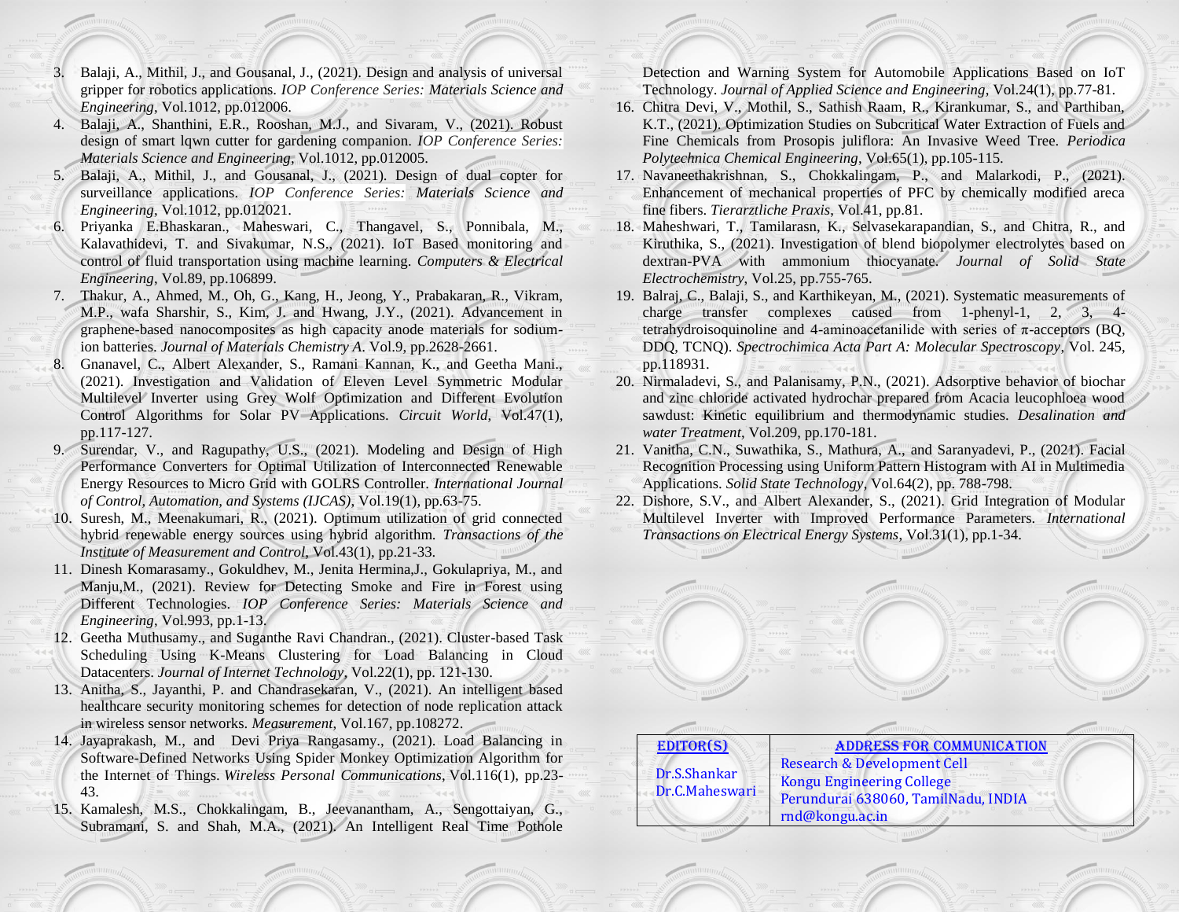3. Balaji, A., Mithil, J., and Gousanal, J., (2021). Design and analysis of universal gripper for robotics applications. *IOP Conference Series: Materials Science and Engineering*, Vol.1012, pp.012006.
4. Balaji, A., Shanthini, E.R., Rooshan, M.J., and Sivaram, V., (2021). Robust design of smart lqwn cutter for gardening companion. *IOP Conference Series: Materials Science and Engineering*, Vol.1012, pp.012005.
5. Balaji, A., Mithil, J., and Gousanal, J., (2021). Design of dual copter for surveillance applications. *IOP Conference Series: Materials Science and Engineering*, Vol.1012, pp.012021.
6. Priyanka E.Bhaskaran., Maheswari, C., Thangavel, S., Ponnibala, M., Kalavathidevi, T. and Sivakumar, N.S., (2021). IoT Based monitoring and control of fluid transportation using machine learning. *Computers & Electrical Engineering*, Vol.89, pp.106899.
7. Thakur, A., Ahmed, M., Oh, G., Kang, H., Jeong, Y., Prabakaran, R., Vikram, M.P., wafa Sharshir, S., Kim, J. and Hwang, J.Y., (2021). Advancement in graphene-based nanocomposites as high capacity anode materials for sodium-ion batteries. *Journal of Materials Chemistry A*. Vol.9, pp.2628-2661.
8. Gnanavel, C., Albert Alexander, S., Ramani Kannan, K., and Geetha Mani., (2021). Investigation and Validation of Eleven Level Symmetric Modular Multilevel Inverter using Grey Wolf Optimization and Different Evolution Control Algorithms for Solar PV Applications. *Circuit World*, Vol.47(1), pp.117-127.
9. Surendar, V., and Ragupathy, U.S., (2021). Modeling and Design of High Performance Converters for Optimal Utilization of Interconnected Renewable Energy Resources to Micro Grid with GOLRS Controller. *International Journal of Control, Automation, and Systems (IJCAS)*, Vol.19(1), pp.63-75.
10. Suresh, M., Meenakumari, R., (2021). Optimum utilization of grid connected hybrid renewable energy sources using hybrid algorithm. *Transactions of the Institute of Measurement and Control*, Vol.43(1), pp.21-33.
11. Dinesh Komarasamy., Gokuldhev, M., Jenita Hermina,J., Gokulapriya, M., and Manju,M., (2021). Review for Detecting Smoke and Fire in Forest using Different Technologies. *IOP Conference Series: Materials Science and Engineering*, Vol.993, pp.1-13.
12. Geetha Muthusamy., and Suganthe Ravi Chandran., (2021). Cluster-based Task Scheduling Using K-Means Clustering for Load Balancing in Cloud Datacenters. *Journal of Internet Technology*, Vol.22(1), pp. 121-130.
13. Anitha, S., Jayanthi, P. and Chandrasekaran, V., (2021). An intelligent based healthcare security monitoring schemes for detection of node replication attack in wireless sensor networks. *Measurement*, Vol.167, pp.108272.
14. Jayaprakash, M., and Devi Priya Rangasamy., (2021). Load Balancing in Software-Defined Networks Using Spider Monkey Optimization Algorithm for the Internet of Things. *Wireless Personal Communications*, Vol.116(1), pp.23-43.
15. Kamalesh, M.S., Chokkalingam, B., Jeevanantham, A., Sengottaiyan, G., Subramani, S. and Shah, M.A., (2021). An Intelligent Real Time Pothole Detection and Warning System for Automobile Applications Based on IoT Technology. *Journal of Applied Science and Engineering*, Vol.24(1), pp.77-81.
16. Chitra Devi, V., Mothil, S., Sathish Raam, R., Kirankumar, S., and Parthiban, K.T., (2021). Optimization Studies on Subcritical Water Extraction of Fuels and Fine Chemicals from Prosopis juliflora: An Invasive Weed Tree. *Periodica Polytechnica Chemical Engineering*, Vol.65(1), pp.105-115.
17. Navaneethakrishnan, S., Chokkalingam, P., and Malarkodi, P., (2021). Enhancement of mechanical properties of PFC by chemically modified areca fine fibers. *Tierarztliche Praxis*, Vol.41, pp.81.
18. Maheshwari, T., Tamilarasn, K., Selvasekarapandian, S., and Chitra, R., and Kiruthika, S., (2021). Investigation of blend biopolymer electrolytes based on dextran-PVA with ammonium thiocyanate. *Journal of Solid State Electrochemistry*, Vol.25, pp.755-765.
19. Balraj, C., Balaji, S., and Karthikeyan, M., (2021). Systematic measurements of charge transfer complexes caused from 1-phenyl-1, 2, 3, 4-tetrahydroisoquinoline and 4-aminoacetanilide with series of π-acceptors (BQ, DDQ, TCNQ). *Spectrochimica Acta Part A: Molecular Spectroscopy*, Vol. 245, pp.118931.
20. Nirmaladevi, S., and Palanisamy, P.N., (2021). Adsorptive behavior of biochar and zinc chloride activated hydrochar prepared from Acacia leucophloea wood sawdust: Kinetic equilibrium and thermodynamic studies. *Desalination and water Treatment*, Vol.209, pp.170-181.
21. Vanitha, C.N., Suwathika, S., Mathura, A., and Saranyadevi, P., (2021). Facial Recognition Processing using Uniform Pattern Histogram with AI in Multimedia Applications. *Solid State Technology*, Vol.64(2), pp. 788-798.
22. Dishore, S.V., and Albert Alexander, S., (2021). Grid Integration of Modular Multilevel Inverter with Improved Performance Parameters. *International Transactions on Electrical Energy Systems*, Vol.31(1), pp.1-34.

| EDITOR(S) | ADDRESS FOR COMMUNICATION |
|---|---|
| Dr.S.Shankar<br>Dr.C.Maheswari | Research & Development Cell<br>Kongu Engineering College<br>Perundurai 638060, TamilNadu, INDIA<br>rnd@kongu.ac.in |